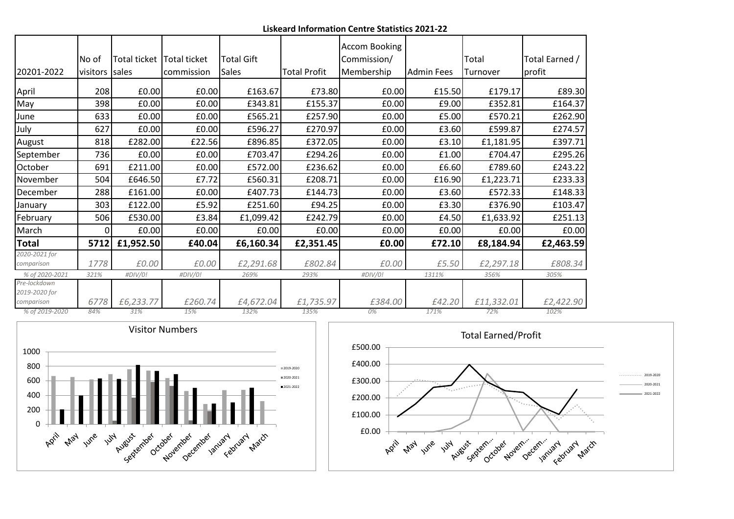**Liskeard Information Centre Statistics 2021-22**

| 20201-2022 | No of visitors | Total ticket sales | Total ticket commission | Total Gift Sales | Total Profit | Accom Booking Commission/ Membership | Admin Fees | Total Turnover | Total Earned / profit |
|---|---|---|---|---|---|---|---|---|---|
| April | 208 | £0.00 | £0.00 | £163.67 | £73.80 | £0.00 | £15.50 | £179.17 | £89.30 |
| May | 398 | £0.00 | £0.00 | £343.81 | £155.37 | £0.00 | £9.00 | £352.81 | £164.37 |
| June | 633 | £0.00 | £0.00 | £565.21 | £257.90 | £0.00 | £5.00 | £570.21 | £262.90 |
| July | 627 | £0.00 | £0.00 | £596.27 | £270.97 | £0.00 | £3.60 | £599.87 | £274.57 |
| August | 818 | £282.00 | £22.56 | £896.85 | £372.05 | £0.00 | £3.10 | £1,181.95 | £397.71 |
| September | 736 | £0.00 | £0.00 | £703.47 | £294.26 | £0.00 | £1.00 | £704.47 | £295.26 |
| October | 691 | £211.00 | £0.00 | £572.00 | £236.62 | £0.00 | £6.60 | £789.60 | £243.22 |
| November | 504 | £646.50 | £7.72 | £560.31 | £208.71 | £0.00 | £16.90 | £1,223.71 | £233.33 |
| December | 288 | £161.00 | £0.00 | £407.73 | £144.73 | £0.00 | £3.60 | £572.33 | £148.33 |
| January | 303 | £122.00 | £5.92 | £251.60 | £94.25 | £0.00 | £3.30 | £376.90 | £103.47 |
| February | 506 | £530.00 | £3.84 | £1,099.42 | £242.79 | £0.00 | £4.50 | £1,633.92 | £251.13 |
| March | 0 | £0.00 | £0.00 | £0.00 | £0.00 | £0.00 | £0.00 | £0.00 | £0.00 |
| **Total** | **5712** | **£1,952.50** | **£40.04** | **£6,160.34** | **£2,351.45** | **£0.00** | **£72.10** | **£8,184.94** | **£2,463.59** |
| *2020-2021 for comparison* | *1778* | *£0.00* | *£0.00* | *£2,291.68* | *£802.84* | *£0.00* | *£5.50* | *£2,297.18* | *£808.34* |
| *% of 2020-2021* | *321%* | *#DIV/0!* | *#DIV/0!* | *269%* | *293%* | *#DIV/0!* | *1311%* | *356%* | *305%* |
| *Pre-lockdown 2019-2020 for comparison* | *6778* | *£6,233.77* | *£260.74* | *£4,672.04* | *£1,735.97* | *£384.00* | *£42.20* | *£11,332.01* | *£2,422.90* |
| *% of 2019-2020* | *84%* | *31%* | *15%* | *132%* | *135%* | *0%* | *171%* | *72%* | *102%* |

Visitor Numbers

Total Earned/Profit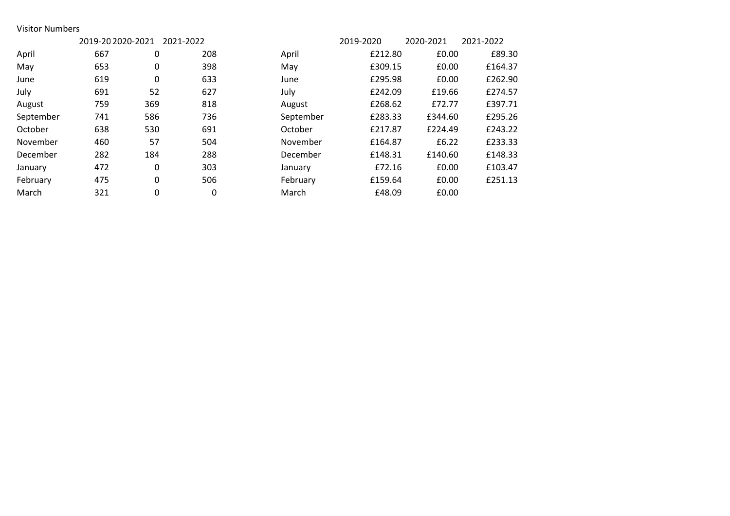Visitor Numbers

| | 2019-20 | 2020-2021 | 2021-2022 |
|---|---|---|---|
| April | 667 | 0 | 208 |
| May | 653 | 0 | 398 |
| June | 619 | 0 | 633 |
| July | 691 | 52 | 627 |
| August | 759 | 369 | 818 |
| September | 741 | 586 | 736 |
| October | 638 | 530 | 691 |
| November | 460 | 57 | 504 |
| December | 282 | 184 | 288 |
| January | 472 | 0 | 303 |
| February | 475 | 0 | 506 |
| March | 321 | 0 | 0 |

| | 2019-2020 | 2020-2021 | 2021-2022 |
|---|---|---|---|
| April | £212.80 | £0.00 | £89.30 |
| May | £309.15 | £0.00 | £164.37 |
| June | £295.98 | £0.00 | £262.90 |
| July | £242.09 | £19.66 | £274.57 |
| August | £268.62 | £72.77 | £397.71 |
| September | £283.33 | £344.60 | £295.26 |
| October | £217.87 | £224.49 | £243.22 |
| November | £164.87 | £6.22 | £233.33 |
| December | £148.31 | £140.60 | £148.33 |
| January | £72.16 | £0.00 | £103.47 |
| February | £159.64 | £0.00 | £251.13 |
| March | £48.09 | £0.00 | |